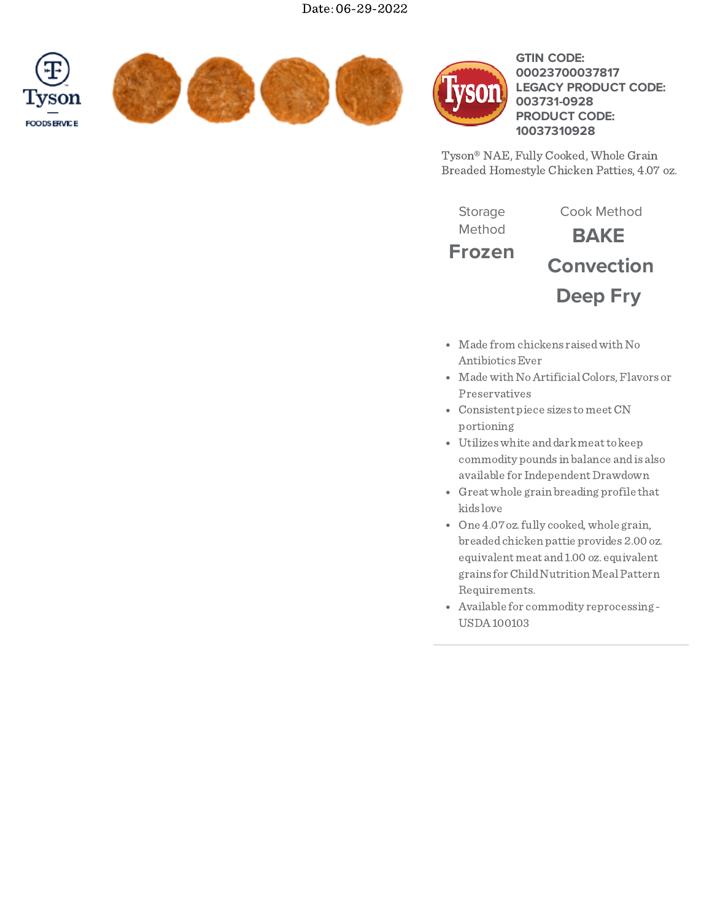Date: 06-29-2022

**GTIN CODE:**
**00023700037817**
**LEGACY PRODUCT CODE:**
**003731-0928**
**PRODUCT CODE:**
**10037310928**

Tyson® NAE, Fully Cooked, Whole Grain Breaded Homestyle Chicken Patties, 4.07 oz.

| Storage Method | Cook Method |
| --- | --- |
| **Frozen** | **BAKE** |
| | **Convection** |
| | **Deep Fry** |

- Made from chickens raised with No Antibiotics Ever
- Made with No Artificial Colors, Flavors or Preservatives
- Consistent piece sizes to meet CN portioning
- Utilizes white and dark meat to keep commodity pounds in balance and is also available for Independent Drawdown
- Great whole grain breading profile that kids love
- One 4.07 oz. fully cooked, whole grain, breaded chicken pattie provides 2.00 oz. equivalent meat and 1.00 oz. equivalent grains for Child Nutrition Meal Pattern Requirements.
- Available for commodity reprocessing - USDA 100103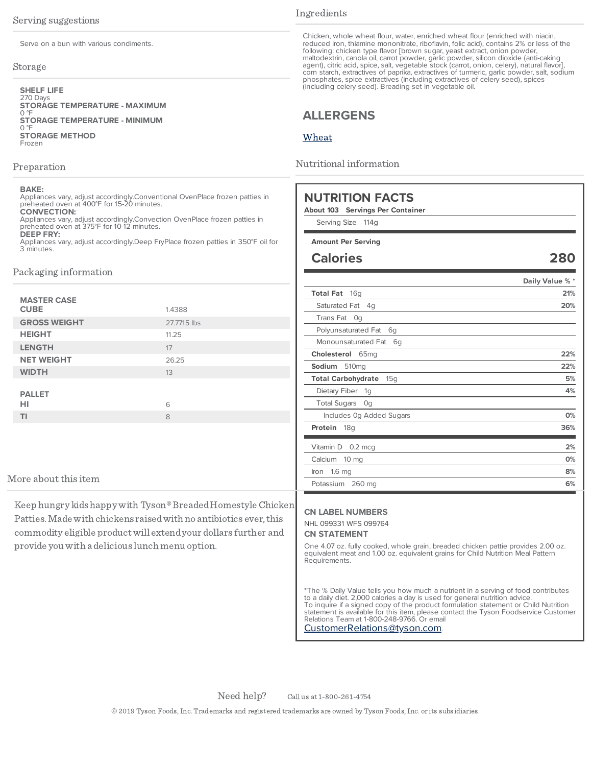## Serving suggestions

Serve on a bun with various condiments.

## Storage

**SHELF LIFE**
270 Days
**STORAGE TEMPERATURE - MAXIMUM**
0 °F
**STORAGE TEMPERATURE - MINIMUM**
0 °F
**STORAGE METHOD**
Frozen

## Preparation

**BAKE:**
Appliances vary, adjust accordingly.Conventional OvenPlace frozen patties in preheated oven at 400°F for 15-20 minutes.
**CONVECTION:**
Appliances vary, adjust accordingly.Convection OvenPlace frozen patties in preheated oven at 375°F for 10-12 minutes.
**DEEP FRY:**
Appliances vary, adjust accordingly.Deep FryPlace frozen patties in 350°F oil for 3 minutes.

## Packaging information

| | |
|---|---|
| **MASTER CASE** | |
| **CUBE** | 1.4388 |
| **GROSS WEIGHT** | 27.7715 lbs |
| **HEIGHT** | 11.25 |
| **LENGTH** | 17 |
| **NET WEIGHT** | 26.25 |
| **WIDTH** | 13 |
| **PALLET** | |
| **HI** | 6 |
| **TI** | 8 |

## More about this item

Keep hungry kids happy with Tyson® Breaded Homestyle Chicken Patties. Made with chickens raised with no antibiotics ever, this commodity eligible product will extend your dollars further and provide you with a delicious lunch menu option.

## Ingredients

Chicken, whole wheat flour, water, enriched wheat flour (enriched with niacin, reduced iron, thiamine mononitrate, riboflavin, folic acid), contains 2% or less of the following: chicken type flavor [brown sugar, yeast extract, onion powder, maltodextrin, canola oil, carrot powder, garlic powder, silicon dioxide (anti-caking agent), citric acid, spice, salt, vegetable stock (carrot, onion, celery), natural flavor], corn starch, extractives of paprika, extractives of turmeric, garlic powder, salt, sodium phosphates, spice extractives (including extractives of celery seed), spices (including celery seed). Breading set in vegetable oil.

## ALLERGENS

Wheat

## Nutritional information

### NUTRITION FACTS

**About 103 Servings Per Container**

Serving Size 114g

| Amount Per Serving | |
|---|---|
| **Calories** | **280** |
| | **Daily Value % \*** |
| **Total Fat** 16g | **21%** |
| Saturated Fat 4g | **20%** |
| Trans Fat 0g | |
| Polyunsaturated Fat 6g | |
| Monounsaturated Fat 6g | |
| **Cholesterol** 65mg | **22%** |
| **Sodium** 510mg | **22%** |
| **Total Carbohydrate** 15g | **5%** |
| Dietary Fiber 1g | **4%** |
| Total Sugars 0g | |
| Includes 0g Added Sugars | **0%** |
| **Protein** 18g | **36%** |
| Vitamin D 0.2 mcg | **2%** |
| Calcium 10 mg | **0%** |
| Iron 1.6 mg | **8%** |
| Potassium 260 mg | **6%** |

**CN LABEL NUMBERS**

NHL 099331 WFS 099764

**CN STATEMENT**

One 4.07 oz. fully cooked, whole grain, breaded chicken pattie provides 2.00 oz. equivalent meat and 1.00 oz. equivalent grains for Child Nutrition Meal Pattern Requirements.

*The % Daily Value tells you how much a nutrient in a serving of food contributes to a daily diet. 2,000 calories a day is used for general nutrition advice.
To inquire if a signed copy of the product formulation statement or Child Nutrition statement is available for this item, please contact the Tyson Foodservice Customer Relations Team at 1-800-248-9766. Or email CustomerRelations@tyson.com.

Need help? Call us at 1-800-261-4754

© 2019 Tyson Foods, Inc. Trademarks and registered trademarks are owned by Tyson Foods, Inc. or its subsidiaries.